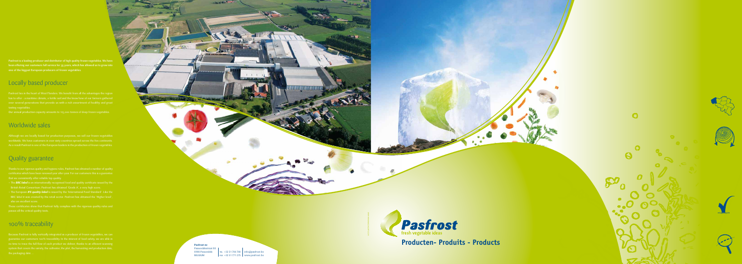**Pasfrost is a leading producer and distributor of high quality frozen vegetables. We have been offering our customers full service for 35 years, which has allowed us to grow into one of the biggest European producers of frozen vegetables.**

## Locally based producer

Pasfrost lies in the heart of West Flanders. We benefit from all the advantages the region has to offer - a maritime climate, a fertile soil and the know-how of our farmers gathered over several generations that provide us with a rich assortment of healthy and great tasting vegetables.

Our annual production capacity amounts to 115,000 tonnes of deep frozen vegetables.

## Worldwide sales

Although we are locally based for production purposes, we sell our frozen vegetables worldwide. We have customers in over sixty countries spread across the five continents. As a result Pasfrost is one of the European leaders in the production of frozen vegetables.

## Quality guarantee

Thanks to our rigorous quality and hygiene rules, Pasfrost has obtained a number of quality certificates which have been renewed year after year. For our customers this is a guarantee that we consistently offer reliable top quality.

- The ***BRC label*** is an internationally recognised food and quality certificate issued by the British Retail Consortium. Pasfrost has obtained 'Grade A', a very high score.
- The European ***IFS quality label*** is issued by the 'International Food Standard'. Like the BRC label it was created by the retail sector. Pasfrost has obtained the 'Higher level', also an excellent score.

These certificates show that Pasfrost fully complies with the rigorous quality rules and passes all the critical quality tests.

## 100% traceability

Because Pasfrost is fully vertically integrated as a producer of frozen vegetables, we can guarantee our customers 100% traceability. In the interest of food safety, we are able in no time to trace the full flow of each product we deliver, thanks to an efficient scanning system that covers the variety, the cultivator, the plot, the harvesting and production date, the packaging date ...

**Pasfrost nv**
Passendalestraat 83
8980 Passendale
BELGIUM

tel. +32 51 790 790
fax +32 51 771 275

info@pasfrost.be
www.pasfrost.be

Pasfrost
fresh vegetable ideas

# Producten- Produits - Products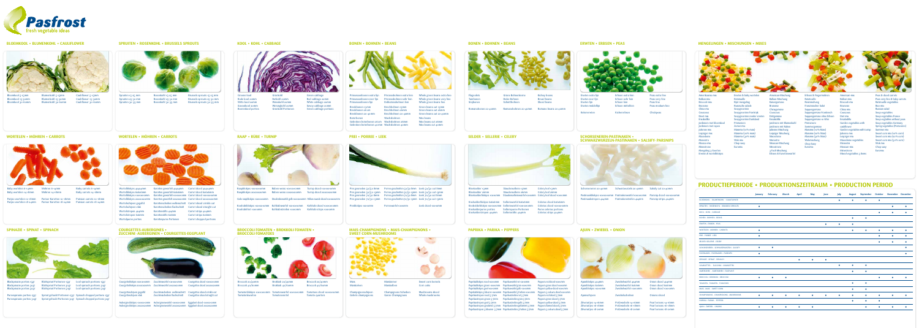# Pasfrost

fresh vegetable ideas

## BLOEMKOOL • BLUMENKOHL • CAULIFLOWER

| | | |
|---|---|---|
| Bloemkool 15-25mm | Blumenkohl 15-25mm | Cauliflower 15-25mm |
| Bloemkool 25-40mm | Blumenkohl 25-40mm | Cauliflower 25-40mm |
| Bloemkool 30-60mm | Blumenkohl 30-60mm | Cauliflower 30-60mm |

## SPRUITEN • ROSENKOHL • BRUSSELS SPROUTS

| | | |
|---|---|---|
| Spruiten 15-25 mm | Rosenkohl 15-25 mm | Brussels sprouts 15-25 mm |
| Spruiten 25-35 mm | Rosenkohl 25-35 mm | Brussels sprouts 25-35 mm |
| Spruiten 30-35 mm | Rosenkohl 30-35 mm | Brussels sprouts 30-35 mm |

## KOOL • KOHL • CABBAGE

| | | |
|---|---|---|
| Groene kool | Grünkohl | Green cabbage |
| Rode kool 10mm | Rotkohl 10mm | Red cabbage 10mm |
| Witte kool 10mm | Weisskohl 10mm | White cabbage 10mm |
| Savooiekool 10mm | Wirsingkohl 10mm | Savoy cabbage 10mm |
| Boerenkool porties | Grünkohl Portionen | Green cabbage portions |

## BONEN • BOHNEN • BEANS

| | | |
|---|---|---|
| Prinsessenbonen extra fijn | Prinzessbohnen extra fein | Whole green beans extra fine |
| Prinsessenbonen zeer fijn | Prinzessbohnen sehr fein | Whole green beans very fine |
| Prinsessenbonen fijn | Delikatessbohnen fein | Whole green beans fine |
| Snijbonen 15mm | Brechbohnen 15mm | Green beans cut 15mm |
| Snijbonen 28mm | Brechbohnen 28mm | Green beans cut 28mm |
| Snijbonen 20-40mm | Brechbohnen 20-40mm | Green beans cut 20-40mm |
| Wasbonen | Wachsbohnen | Wax beans |
| Gele wasbonen 28mm | Wachsbohnen 28mm | Wax beans cut 28mm |
| Gele wasbonen 40mm | Wachsbohnen 40mm | Wax beans cut 40mm |

## BONEN • BOHNEN • BEANS

| | | |
|---|---|---|
| Flageolets | Grüne Bohnenkerne | Kidney beans |
| Tuinbonen | Dicke Bohnen | Broad beans |
| Snijbonen | Schnittbohnen | Sliced beans |
| Romanobonen 20-40mm | Romanobohnen 20-40mm | Romano beans 20-40mm |

## ERWTEN • ERBSEN • PEAS

| | | |
|---|---|---|
| Erwten extra fijn | Erbsen extra fein | Peas extra fine |
| Erwten zeer fijn | Erbsen sehr fein | Peas very fine |
| Erwten fijn | Erbsen fein | Peas fine |
| Erwten middelfijn | Erbsen mittelfein | Peas medium fine |
| Kekererwten | Kichererbsen | Chickpeas |

## MENGELINGEN • MISCHUNGEN • MIXES

| | | | | | |
|---|---|---|---|---|---|
| Amerikaanse mix | Erwten & baby wortelen | Amerikanische Mischung | Erbsen & Fingermöhren | American mix | Peas & baby carrots |
| Balkanmix | Ratatouille | Balkan Mischung | Ratatouille | Balkan mix | Ratatouille |
| Broccoli mix | Rijst mengeling | Kaisergemüse | Reismischung | Broccoli mix | Rice mix |
| Brocoma | Russische salade | Brocoma | Französischer Salat | Brocoma | Russian salad |
| China mix | Soepgroente | Chinagemüse | Suppengrün | China mix | Soup vegetables |
| Couscous | Soepgroenten Frankrijk | Couscous | Suppengemüse Frankreich | Couscous | Soup vegetables France |
| Mexi mix | Soepgroenten zonder erwten | Erbsgemüse | Suppengemüse ohne Erbsen | Peas mix | Soup vegetables without peas |
| Erwtjesmix | Soepgroenten Duitsland | Kaiserhof | Suppengemüse Deutschland | Garden mix | Soup vegetables Germany |
| Jardinière met bloemkool | Primavera | Jardinière mit Blumenkohl | Primavera | Garden vegetables with cauliflower | Spring vegetables (Primavera) |
| Jardinière met sperzie | Zomer mix | Jardinière mit Bohnen | Sommergemüse | Garden vegetables with beans | Summer mix |
| Julienne mix | Wokmix (4-6 mix) | Julienne Mischung | Wokmix | Julienne mix | Sweet corn mix |
| Lagenige mix | Wokmix (4-6 mix) | Leipziger Allerlei | Wokmix | Leipzig mix | Sweet corn mix |
| Macedoine | Wokmix (4-6 mix) | Macedoine | Wokmix | Macedoine vegetables | Sweet corn mix |
| Mexicaanse | Wokmix | Mexicana | Wokmischung | Mexican mix | Wok mix |
| Mexico mix | Chop suey | Mexicana Mischung | Chop Suey | Mexican mix | Chop suey |
| Minestrone | Surimix | Minestrone | Surimix | Minestrone | Surimix |
| Mengeling 3 soorten | | 3 Sorten Mischung | | Mixed vegetables 3 kinds | |
| Erwten & worteltjes | | Erbsen & Karotten | | | |

## WORTELEN • MÖHREN • CARROTS

| | | |
|---|---|---|
| Baby wortelen 10-20mm | Möhren 10-20mm | Baby carrots 10-20mm |
| Baby wortelen 14-18mm | Möhren 14-18mm | Baby carrots 14-18mm |
| Parijse wortelen 10-18mm | Pariser Karotten 10-18mm | Parisian carrots 10-18mm |
| Parijse wortelen 18-24mm | Pariser Karotten 18-24mm | Parisian carrots 18-24mm |

## WORTELEN • MÖHREN • CARROTS

| | | |
|---|---|---|
| Wortelblokjes 4x4x4mm | Karotten gewürfelt 4x4x4mm | Carrot diced 4x4x4mm |
| Wortelblokjes 10x10mm | Karotten gewürfelt 10x10mm | Carrot diced 10x10mm |
| Wortelblokjes 10x10x10mm | Karotten gewürfelt 10x10x10mm | Carrot diced 10x10x10mm |
| Wortelblokjes 20x20x20mm | Karotten gewürfelt 20x20x20mm | Carrot diced 20x20x20mm |
| Wortelschijfjes gegolfd | Karottenscheiben Wellenschnitt | Carrot sliced crinkle cut |
| Wortelschijfjes glad | Karottenscheiben Radschnitt | Carrot sliced straight cut |
| Wortelreepjes 4x4x40mm | Karottenstifte 4x4x40mm | Carrot strips 4x4x40mm |
| Wortelreepjes julienne | Karottenstifte Julienne | Carrot strips Julienne |
| Wortelpuree porties | Karottenpüree Portionen | Carrot chopped portions |

## RAAP • RÜBE • TURNIP

| | | |
|---|---|---|
| Raapblokjes 10x10x10mm | Rübenwürfel 10x10x10mm | Turnip diced 10x10x10mm |
| Raapblokjes 20x20x20mm | Rübenwürfel 20x20x20mm | Turnip diced 20x20x20mm |
| Gele raapblokjes 10x10x10mm | Steckrübenwürfel gelb 10x10x10mm | Yellow turnip diced 10x10x10mm |
| Koolrabiblokjes 10x10x10mm | Kohlrabiwürfel 10x10x10mm | Kohlrabi diced 10x10x10mm |
| Koolrabireepjes 10x10mm | Kohlrabistifte 10x10mm | Kohlrabi strips 10x10mm |

## PREI • PORREE • LEEK

| | | |
|---|---|---|
| Prei gesneden 5x5/3-8mm | Porree geschnitten 5x5/3-8mm | Leek 5x5/3-8mm |
| Prei gesneden 5x5/3-15mm | Porree geschnitten 5x5/3-15mm | Leek 5x5/3-15mm |
| Prei gesneden 5x5/3-25mm | Porree geschnitten 5x5/3-25mm | Leek 5x5/3-25mm |
| Prei gesneden 5x5/3-50mm | Porree geschnitten 5x5/3-50mm | Leek 5x5/3-50mm |
| Preiblokjes 10x10mm | Porreewürfel 10x10mm | Leek diced 10x10mm |

## SELDER • SELLERIE • CELERY

| | | |
|---|---|---|
| Bleekselder 15mm | Staudensellerie 15mm | Celery leaf 15mm |
| Bleekselder julienne | Staudensellerie julienne | Celery leaf julienne |
| Bleekselderblokjes 10x10x10mm | Staudenselleriewürfel 10x10x10mm | Celery leaf diced 10x10x10mm |
| Knolselderblokjes 10x10x10mm | Selleriewürfel 10x10x10mm | Celeriac diced 10x10x10mm |
| Knolselderblokjes 20x20x20mm | Selleriewürfel 20x20x20mm | Celeriac diced 20x20x20mm |
| Knolselder puree porties | Selleriepüree Portionen | Celeriac puree portions |
| Knolselderreepjes 4x4mm | Selleriestifte 4x4mm | Celeriac strips 4x4mm |

## SCHORSENEREN-PASTINAKEN • SCHWARZWURZELN-PASTINAKEN • SALSIFY-PARSNIPS

| | | |
|---|---|---|
| Schorseneren 20-40mm | Schwarzwurzeln 20-40mm | Salsify cut 20-40mm |
| Pastinaakblokjes 10x10x10mm | Pastinakenwürfel 10x10x10mm | Parsnip diced 10x10x10mm |
| Pastinaakreepjes 4x4x40mm | Pastinakenstifte 4x4x40mm | Parsnip strips 4x4x40mm |

## SPINAZIE • SPINAT • SPINACH

| | | |
|---|---|---|
| Bladspinazie porties 25g | Blattspinat Portionen 25g | Leaf spinach portions 25g |
| Bladspinazie porties 30g | Blattspinat Portionen 30g | Leaf spinach portions 30g |
| Bladspinazie porties 50g | Blattspinat Portionen 50g | Leaf spinach portions 50g |
| Pureespinazie porties 25g | Spinat gehackt Portionen 25g | Spinach chopped portions 25g |
| Pureespinazie porties 50g | Spinat gehackt Portionen 50g | Spinach chopped portions 50g |

## COURGETTES-AUBERGINES • ZUCCHINI-AUBERGINEN • COURGETTES-EGGPLANT

| | | |
|---|---|---|
| Courgetteblokjes 10x10x10mm | Zucchiniwürfel 10x10x10mm | Courgettes diced 10x10x10mm |
| Courgetteblokjes 20x20x20mm | Zucchiniwürfel 20x20x20mm | Courgettes diced 20x20x20mm |
| Courgetteschijven gegolfd | Zucchinischeiben Wellenschnitt | Courgettes sliced crinkle cut |
| Courgetteschijven glad | Zucchinischeiben Radschnitt | Courgettes sliced straight cut |
| Auberginesblokjes 10x10x10mm | Auberginenwürfel 10x10x10mm | Eggplant diced 10x10x10mm |
| Auberginesblokjes 20x20x20mm | Auberginenwürfel 20x20x20mm | Eggplant diced 20x20x20mm |

## BROCCOLI-TOMATEN • BROKKOLI-TOMATEN • BROCCOLI-TOMATOES

| | | |
|---|---|---|
| Broccoli 20/40mm | Brokkoli 20/40mm | Broccoli 20/40mm |
| Broccoli 40/60mm | Brokkoli 40/60mm | Broccoli 40/60mm |
| Tomatenblokjes 10x10x10mm | Tomatenwürfel 10x10x10mm | Tomatoes diced 10x10x10mm |
| Tomatenkwartjes | Tomatenviertel | Tomato quarters |

## MAIS-CHAMPIGNONS • MAIS-CHAMPIGNONS • SWEET CORN-MUSHROOMS

| | | |
|---|---|---|
| Mais | Maiskörner | Sweet corn kernels |
| Maiskolven | Maiskolben | Corn cobs |
| Champignonschijven | Champignons Scheiben | Mushrooms sliced |
| Gehele champignons | Ganze Champignons | Whole mushrooms |

## PAPRIKA • PAPRIKA • PEPPERS

| | | |
|---|---|---|
| Paprikablokjes rood 10x10mm | Paprikawürfel rot 10x10mm | Peppers red diced 10x10mm |
| Paprikablokjes groen 10x10mm | Paprikawürfel grün 10x10mm | Peppers green diced 10x10mm |
| Paprikablokjes geel 10x10mm | Paprikawürfel gelb 10x10mm | Peppers yellow diced 10x10mm |
| Paprikablokjes 3 kleuren 10x10mm | Paprikawürfel 3 Farben 10x10mm | Peppers 3 colours diced 10x10mm |
| Paprikareepjes rood 5-7mm | Paprikastreifen rot 5-7mm | Peppers red strips 5-7mm |
| Paprikareepjes groen 5-7mm | Paprikastreifen grün 5-7mm | Peppers green strips 5-7mm |
| Paprikareepjes geel 5-7mm | Paprikastreifen gelb 5-7mm | Peppers yellow strips 5-7mm |
| Paprikareepjes gemengd 5-7mm | Paprikastreifen gemischt 5-7mm | Peppers mixed strips 5-7mm |
| Paprikareepjes 3 kleuren 5-7mm | Paprikastreifen 3 Farben 5-7mm | Peppers 3 colours strips 5-7mm |

## AJUIN • ZWIEBEL • ONION

| | | |
|---|---|---|
| Ajuinblokjes 4x4mm | Zwiebelwürfel 4x4mm | Onion diced 4x4mm |
| Ajuinblokjes 10x10mm | Zwiebelwürfel 10x10mm | Onion diced 10x10mm |
| Ajuinblokjes 20x20mm | Zwiebelwürfel 20x20mm | Onion diced 20x20mm |
| Ajuinringen | Zwiebelringe | Onion rings |
| Zilverajuin 10-15mm | Perlzwiebeln 10-15mm | Pearl onions 10-15mm |
| Zilverajuin 15-20mm | Perlzwiebeln 15-20mm | Pearl onions 15-20mm |
| Zilverajuin 20-25mm | Perlzwiebeln 20-25mm | Pearl onions 20-25mm |

## PRODUCTIEPERIODE • PRODUKTIONSZEITRAUM • PRODUCTION PERIOD

| | January | February | March | April | May | June | July | August | September | October | November | December |
|---|---|---|---|---|---|---|---|---|---|---|---|---|
| BLOEMKOOL • BLUMENKOHL • CAULIFLOWER | | | | | | | • | • | • | • | | |
| SPRUITEN • ROSENKOHL • BRUSSELS SPROUTS | • | | | | | | | | | | • | • |
| KOOL • KOHL • CABBAGE | • | | | | | | | | | • | | • |
| BONEN • BOHNEN • BEANS | | | | | | | | • | • | | | |
| ERWTEN • ERBSEN • PEAS | | | | | | • | • | • | | | | |
| WORTELEN • MÖHREN • CARROTS | • | | | | | | | • | • | • | • | • |
| PREI • PORREE • LEEK | • | | | | | | | | | • | • | • |
| SELDER • SELLERIE • CELERY | • | | | | | | | | | • | • | • |
| SCHORSENEREN • SCHWARZWURZELN • SALSIFY | • | • | | | | | | | | | • | • |
| PASTINAKEN • PASTINAKEN • PARSNIPS | • | | | | | | | | | | | • |
| SPINAZIE • SPINAT • SPINACH | | | | • | • | • | | | | | | |
| COURGETTES • ZUCCHINI • COURGETTES | | | | | | | • | • | • | | | |
| AUBERGINES • AUBERGINEN • EGGPLANT | | | | | | | | • | • | | | |
| BROCCOLI • BROKKOLI • BROCCOLI | • | • | • | | | | | | | • | • | • |
| TOMATEN • TOMATEN • TOMATOES | | | | | | | | • | • | | | |
| MAIS • MAIS • SWEET CORN | | | | | | | | • | • | | | |
| CHAMPIGNONS • CHAMPIGNONS • MUSHROOMS | • | • | • | • | • | • | • | • | • | • | • | • |
| PAPRIKA • PAPRIKA • PEPPERS | | | | | | | | • | • | • | | |
| AJUIN • ZWIEBEL • ONION | • | • | • | | | | | • | • | • | • | • |